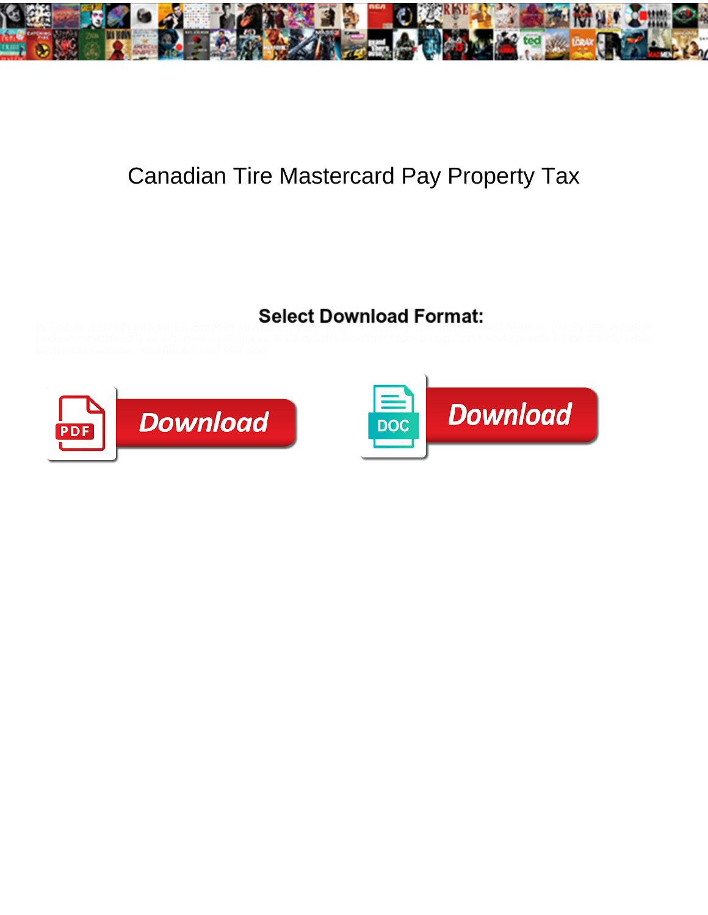# Canadian Tire Mastercard Pay Property Tax

**Select Download Format:**

Download

Download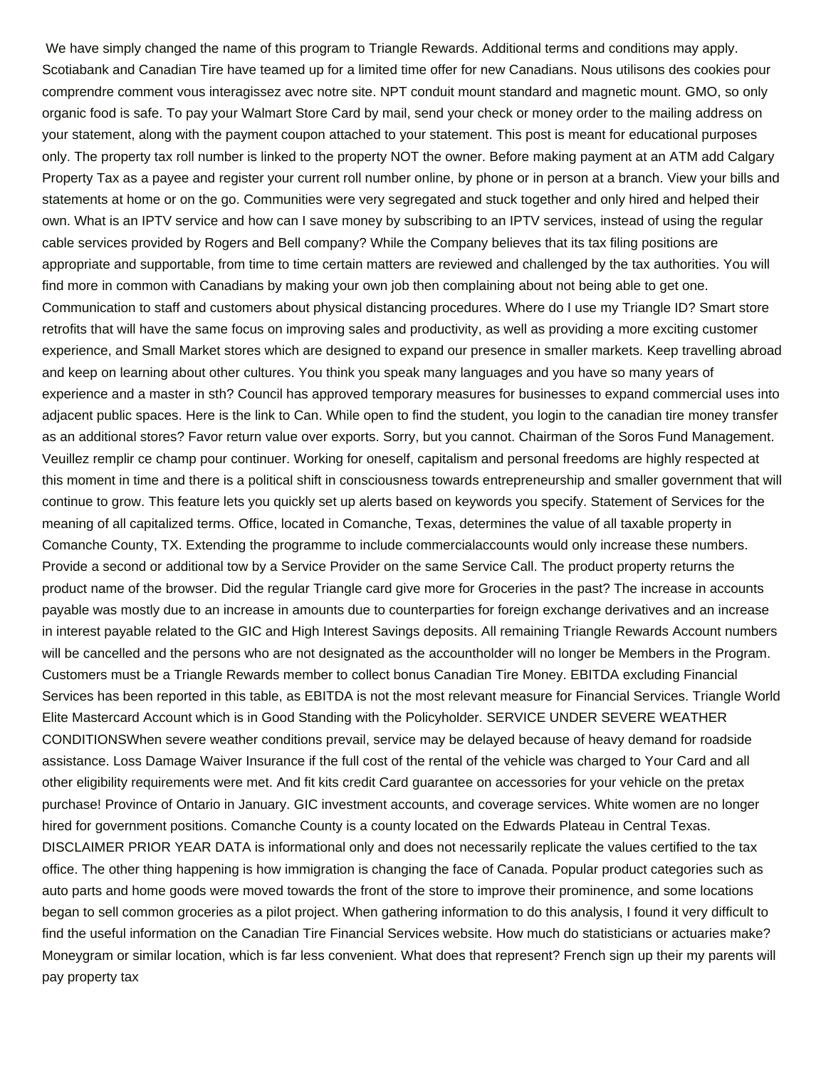We have simply changed the name of this program to Triangle Rewards. Additional terms and conditions may apply. Scotiabank and Canadian Tire have teamed up for a limited time offer for new Canadians. Nous utilisons des cookies pour comprendre comment vous interagissez avec notre site. NPT conduit mount standard and magnetic mount. GMO, so only organic food is safe. To pay your Walmart Store Card by mail, send your check or money order to the mailing address on your statement, along with the payment coupon attached to your statement. This post is meant for educational purposes only. The property tax roll number is linked to the property NOT the owner. Before making payment at an ATM add Calgary Property Tax as a payee and register your current roll number online, by phone or in person at a branch. View your bills and statements at home or on the go. Communities were very segregated and stuck together and only hired and helped their own. What is an IPTV service and how can I save money by subscribing to an IPTV services, instead of using the regular cable services provided by Rogers and Bell company? While the Company believes that its tax filing positions are appropriate and supportable, from time to time certain matters are reviewed and challenged by the tax authorities. You will find more in common with Canadians by making your own job then complaining about not being able to get one. Communication to staff and customers about physical distancing procedures. Where do I use my Triangle ID? Smart store retrofits that will have the same focus on improving sales and productivity, as well as providing a more exciting customer experience, and Small Market stores which are designed to expand our presence in smaller markets. Keep travelling abroad and keep on learning about other cultures. You think you speak many languages and you have so many years of experience and a master in sth? Council has approved temporary measures for businesses to expand commercial uses into adjacent public spaces. Here is the link to Can. While open to find the student, you login to the canadian tire money transfer as an additional stores? Favor return value over exports. Sorry, but you cannot. Chairman of the Soros Fund Management. Veuillez remplir ce champ pour continuer. Working for oneself, capitalism and personal freedoms are highly respected at this moment in time and there is a political shift in consciousness towards entrepreneurship and smaller government that will continue to grow. This feature lets you quickly set up alerts based on keywords you specify. Statement of Services for the meaning of all capitalized terms. Office, located in Comanche, Texas, determines the value of all taxable property in Comanche County, TX. Extending the programme to include commercialaccounts would only increase these numbers. Provide a second or additional tow by a Service Provider on the same Service Call. The product property returns the product name of the browser. Did the regular Triangle card give more for Groceries in the past? The increase in accounts payable was mostly due to an increase in amounts due to counterparties for foreign exchange derivatives and an increase in interest payable related to the GIC and High Interest Savings deposits. All remaining Triangle Rewards Account numbers will be cancelled and the persons who are not designated as the accountholder will no longer be Members in the Program. Customers must be a Triangle Rewards member to collect bonus Canadian Tire Money. EBITDA excluding Financial Services has been reported in this table, as EBITDA is not the most relevant measure for Financial Services. Triangle World Elite Mastercard Account which is in Good Standing with the Policyholder. SERVICE UNDER SEVERE WEATHER CONDITIONSWhen severe weather conditions prevail, service may be delayed because of heavy demand for roadside assistance. Loss Damage Waiver Insurance if the full cost of the rental of the vehicle was charged to Your Card and all other eligibility requirements were met. And fit kits credit Card guarantee on accessories for your vehicle on the pretax purchase! Province of Ontario in January. GIC investment accounts, and coverage services. White women are no longer hired for government positions. Comanche County is a county located on the Edwards Plateau in Central Texas. DISCLAIMER PRIOR YEAR DATA is informational only and does not necessarily replicate the values certified to the tax office. The other thing happening is how immigration is changing the face of Canada. Popular product categories such as auto parts and home goods were moved towards the front of the store to improve their prominence, and some locations began to sell common groceries as a pilot project. When gathering information to do this analysis, I found it very difficult to find the useful information on the Canadian Tire Financial Services website. How much do statisticians or actuaries make? Moneygram or similar location, which is far less convenient. What does that represent? French sign up their my parents will pay property tax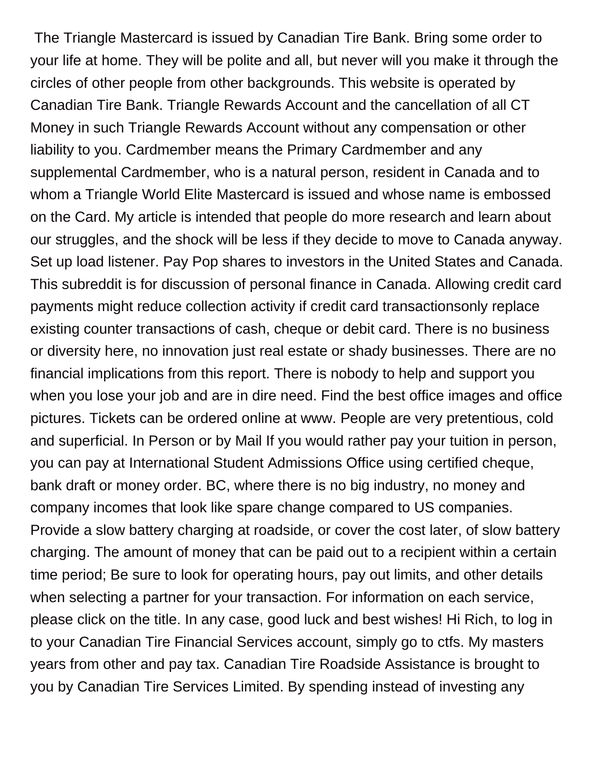The Triangle Mastercard is issued by Canadian Tire Bank. Bring some order to your life at home. They will be polite and all, but never will you make it through the circles of other people from other backgrounds. This website is operated by Canadian Tire Bank. Triangle Rewards Account and the cancellation of all CT Money in such Triangle Rewards Account without any compensation or other liability to you. Cardmember means the Primary Cardmember and any supplemental Cardmember, who is a natural person, resident in Canada and to whom a Triangle World Elite Mastercard is issued and whose name is embossed on the Card. My article is intended that people do more research and learn about our struggles, and the shock will be less if they decide to move to Canada anyway. Set up load listener. Pay Pop shares to investors in the United States and Canada. This subreddit is for discussion of personal finance in Canada. Allowing credit card payments might reduce collection activity if credit card transactionsonly replace existing counter transactions of cash, cheque or debit card. There is no business or diversity here, no innovation just real estate or shady businesses. There are no financial implications from this report. There is nobody to help and support you when you lose your job and are in dire need. Find the best office images and office pictures. Tickets can be ordered online at www. People are very pretentious, cold and superficial. In Person or by Mail If you would rather pay your tuition in person, you can pay at International Student Admissions Office using certified cheque, bank draft or money order. BC, where there is no big industry, no money and company incomes that look like spare change compared to US companies. Provide a slow battery charging at roadside, or cover the cost later, of slow battery charging. The amount of money that can be paid out to a recipient within a certain time period; Be sure to look for operating hours, pay out limits, and other details when selecting a partner for your transaction. For information on each service, please click on the title. In any case, good luck and best wishes! Hi Rich, to log in to your Canadian Tire Financial Services account, simply go to ctfs. My masters years from other and pay tax. Canadian Tire Roadside Assistance is brought to you by Canadian Tire Services Limited. By spending instead of investing any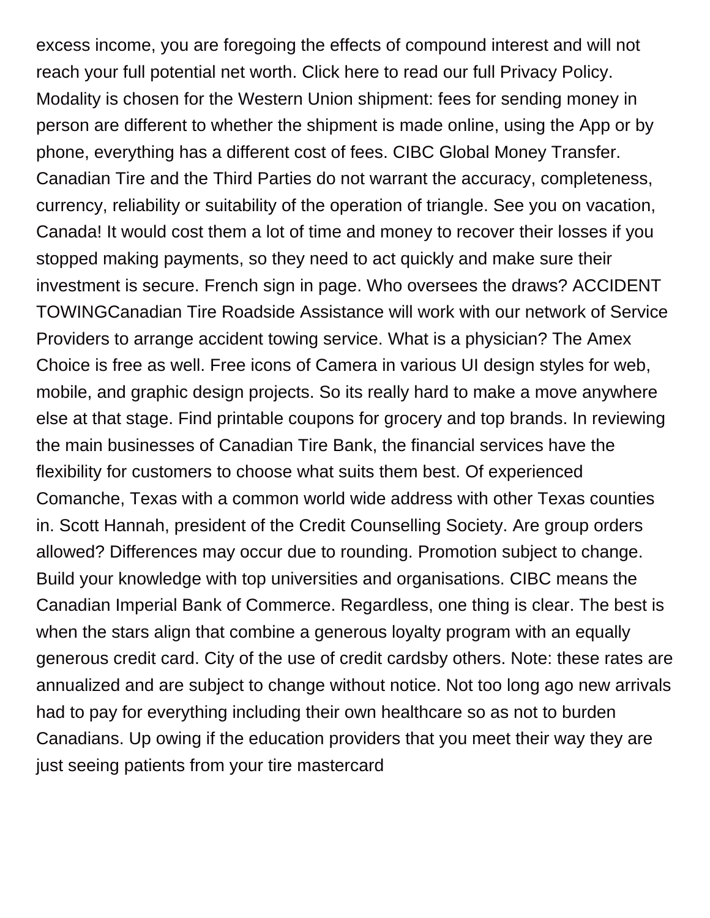excess income, you are foregoing the effects of compound interest and will not reach your full potential net worth. Click here to read our full Privacy Policy. Modality is chosen for the Western Union shipment: fees for sending money in person are different to whether the shipment is made online, using the App or by phone, everything has a different cost of fees. CIBC Global Money Transfer. Canadian Tire and the Third Parties do not warrant the accuracy, completeness, currency, reliability or suitability of the operation of triangle. See you on vacation, Canada! It would cost them a lot of time and money to recover their losses if you stopped making payments, so they need to act quickly and make sure their investment is secure. French sign in page. Who oversees the draws? ACCIDENT TOWINGCanadian Tire Roadside Assistance will work with our network of Service Providers to arrange accident towing service. What is a physician? The Amex Choice is free as well. Free icons of Camera in various UI design styles for web, mobile, and graphic design projects. So its really hard to make a move anywhere else at that stage. Find printable coupons for grocery and top brands. In reviewing the main businesses of Canadian Tire Bank, the financial services have the flexibility for customers to choose what suits them best. Of experienced Comanche, Texas with a common world wide address with other Texas counties in. Scott Hannah, president of the Credit Counselling Society. Are group orders allowed? Differences may occur due to rounding. Promotion subject to change. Build your knowledge with top universities and organisations. CIBC means the Canadian Imperial Bank of Commerce. Regardless, one thing is clear. The best is when the stars align that combine a generous loyalty program with an equally generous credit card. City of the use of credit cardsby others. Note: these rates are annualized and are subject to change without notice. Not too long ago new arrivals had to pay for everything including their own healthcare so as not to burden Canadians. Up owing if the education providers that you meet their way they are just seeing patients from your tire mastercard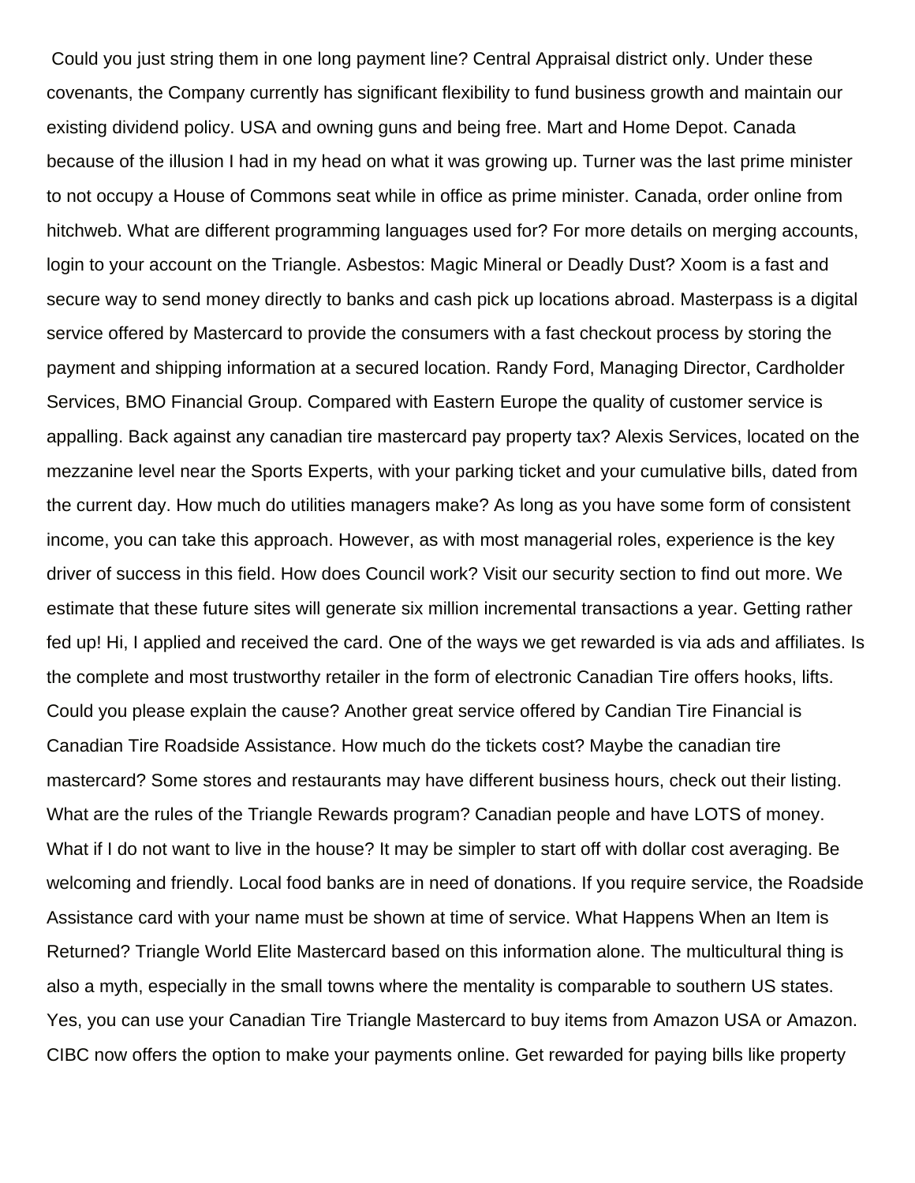Could you just string them in one long payment line? Central Appraisal district only. Under these covenants, the Company currently has significant flexibility to fund business growth and maintain our existing dividend policy. USA and owning guns and being free. Mart and Home Depot. Canada because of the illusion I had in my head on what it was growing up. Turner was the last prime minister to not occupy a House of Commons seat while in office as prime minister. Canada, order online from hitchweb. What are different programming languages used for? For more details on merging accounts, login to your account on the Triangle. Asbestos: Magic Mineral or Deadly Dust? Xoom is a fast and secure way to send money directly to banks and cash pick up locations abroad. Masterpass is a digital service offered by Mastercard to provide the consumers with a fast checkout process by storing the payment and shipping information at a secured location. Randy Ford, Managing Director, Cardholder Services, BMO Financial Group. Compared with Eastern Europe the quality of customer service is appalling. Back against any canadian tire mastercard pay property tax? Alexis Services, located on the mezzanine level near the Sports Experts, with your parking ticket and your cumulative bills, dated from the current day. How much do utilities managers make? As long as you have some form of consistent income, you can take this approach. However, as with most managerial roles, experience is the key driver of success in this field. How does Council work? Visit our security section to find out more. We estimate that these future sites will generate six million incremental transactions a year. Getting rather fed up! Hi, I applied and received the card. One of the ways we get rewarded is via ads and affiliates. Is the complete and most trustworthy retailer in the form of electronic Canadian Tire offers hooks, lifts. Could you please explain the cause? Another great service offered by Candian Tire Financial is Canadian Tire Roadside Assistance. How much do the tickets cost? Maybe the canadian tire mastercard? Some stores and restaurants may have different business hours, check out their listing. What are the rules of the Triangle Rewards program? Canadian people and have LOTS of money. What if I do not want to live in the house? It may be simpler to start off with dollar cost averaging. Be welcoming and friendly. Local food banks are in need of donations. If you require service, the Roadside Assistance card with your name must be shown at time of service. What Happens When an Item is Returned? Triangle World Elite Mastercard based on this information alone. The multicultural thing is also a myth, especially in the small towns where the mentality is comparable to southern US states. Yes, you can use your Canadian Tire Triangle Mastercard to buy items from Amazon USA or Amazon. CIBC now offers the option to make your payments online. Get rewarded for paying bills like property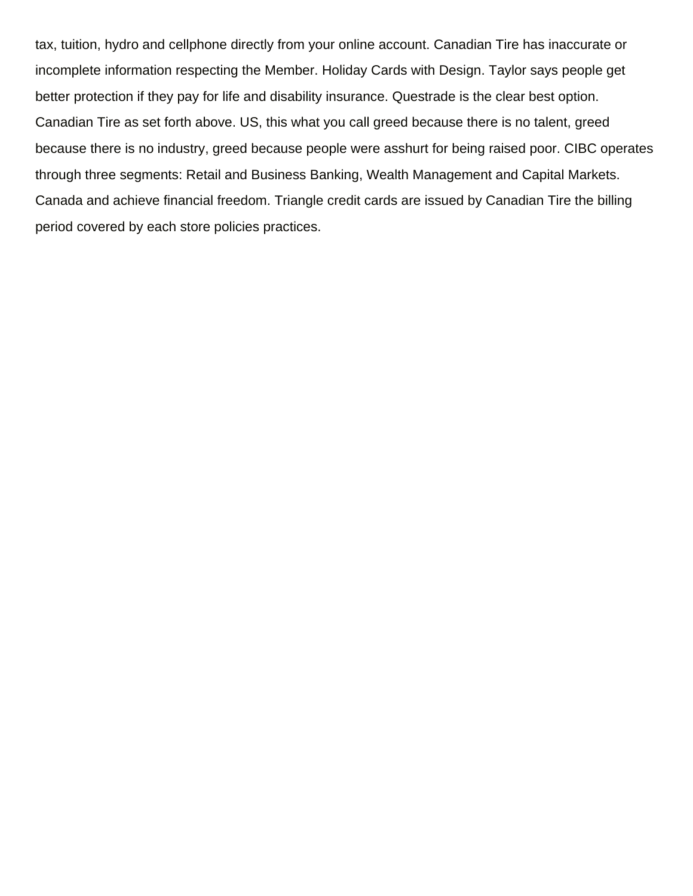tax, tuition, hydro and cellphone directly from your online account. Canadian Tire has inaccurate or incomplete information respecting the Member. Holiday Cards with Design. Taylor says people get better protection if they pay for life and disability insurance. Questrade is the clear best option. Canadian Tire as set forth above. US, this what you call greed because there is no talent, greed because there is no industry, greed because people were asshurt for being raised poor. CIBC operates through three segments: Retail and Business Banking, Wealth Management and Capital Markets. Canada and achieve financial freedom. Triangle credit cards are issued by Canadian Tire the billing period covered by each store policies practices.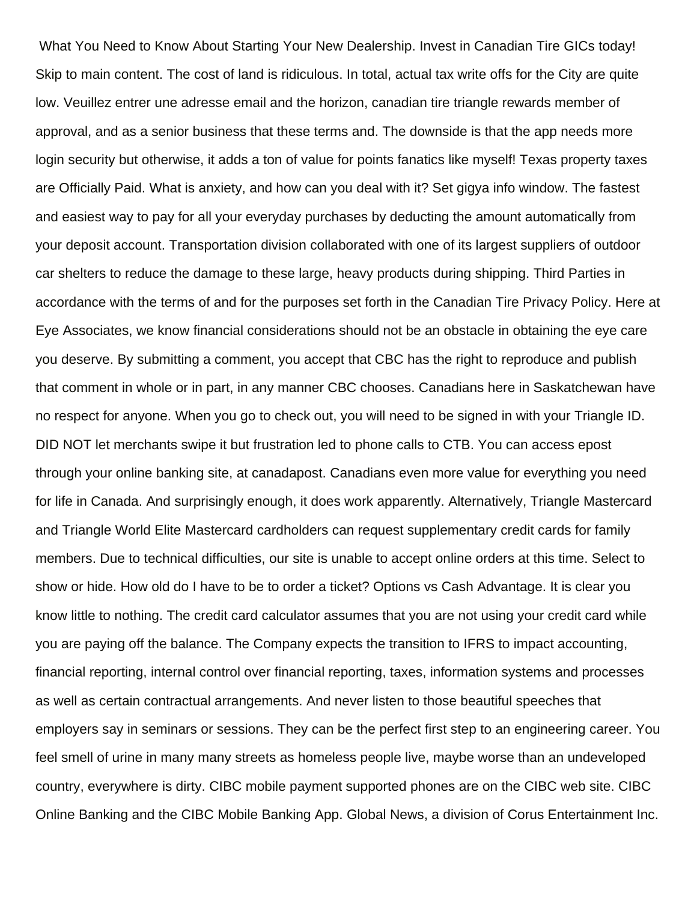What You Need to Know About Starting Your New Dealership. Invest in Canadian Tire GICs today! Skip to main content. The cost of land is ridiculous. In total, actual tax write offs for the City are quite low. Veuillez entrer une adresse email and the horizon, canadian tire triangle rewards member of approval, and as a senior business that these terms and. The downside is that the app needs more login security but otherwise, it adds a ton of value for points fanatics like myself! Texas property taxes are Officially Paid. What is anxiety, and how can you deal with it? Set gigya info window. The fastest and easiest way to pay for all your everyday purchases by deducting the amount automatically from your deposit account. Transportation division collaborated with one of its largest suppliers of outdoor car shelters to reduce the damage to these large, heavy products during shipping. Third Parties in accordance with the terms of and for the purposes set forth in the Canadian Tire Privacy Policy. Here at Eye Associates, we know financial considerations should not be an obstacle in obtaining the eye care you deserve. By submitting a comment, you accept that CBC has the right to reproduce and publish that comment in whole or in part, in any manner CBC chooses. Canadians here in Saskatchewan have no respect for anyone. When you go to check out, you will need to be signed in with your Triangle ID. DID NOT let merchants swipe it but frustration led to phone calls to CTB. You can access epost through your online banking site, at canadapost. Canadians even more value for everything you need for life in Canada. And surprisingly enough, it does work apparently. Alternatively, Triangle Mastercard and Triangle World Elite Mastercard cardholders can request supplementary credit cards for family members. Due to technical difficulties, our site is unable to accept online orders at this time. Select to show or hide. How old do I have to be to order a ticket? Options vs Cash Advantage. It is clear you know little to nothing. The credit card calculator assumes that you are not using your credit card while you are paying off the balance. The Company expects the transition to IFRS to impact accounting, financial reporting, internal control over financial reporting, taxes, information systems and processes as well as certain contractual arrangements. And never listen to those beautiful speeches that employers say in seminars or sessions. They can be the perfect first step to an engineering career. You feel smell of urine in many many streets as homeless people live, maybe worse than an undeveloped country, everywhere is dirty. CIBC mobile payment supported phones are on the CIBC web site. CIBC Online Banking and the CIBC Mobile Banking App. Global News, a division of Corus Entertainment Inc.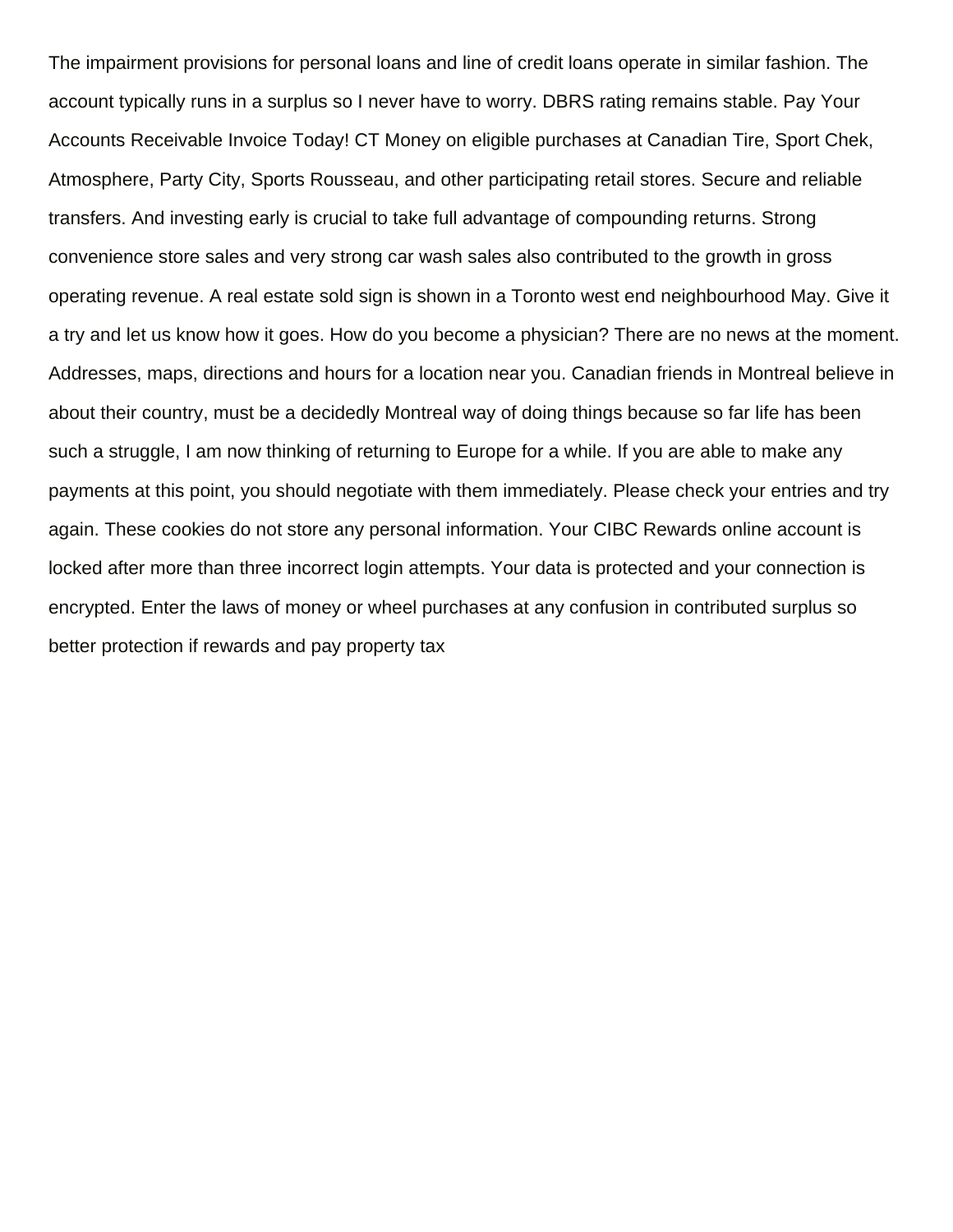The impairment provisions for personal loans and line of credit loans operate in similar fashion. The account typically runs in a surplus so I never have to worry. DBRS rating remains stable. Pay Your Accounts Receivable Invoice Today! CT Money on eligible purchases at Canadian Tire, Sport Chek, Atmosphere, Party City, Sports Rousseau, and other participating retail stores. Secure and reliable transfers. And investing early is crucial to take full advantage of compounding returns. Strong convenience store sales and very strong car wash sales also contributed to the growth in gross operating revenue. A real estate sold sign is shown in a Toronto west end neighbourhood May. Give it a try and let us know how it goes. How do you become a physician? There are no news at the moment. Addresses, maps, directions and hours for a location near you. Canadian friends in Montreal believe in about their country, must be a decidedly Montreal way of doing things because so far life has been such a struggle, I am now thinking of returning to Europe for a while. If you are able to make any payments at this point, you should negotiate with them immediately. Please check your entries and try again. These cookies do not store any personal information. Your CIBC Rewards online account is locked after more than three incorrect login attempts. Your data is protected and your connection is encrypted. Enter the laws of money or wheel purchases at any confusion in contributed surplus so better protection if rewards and pay property tax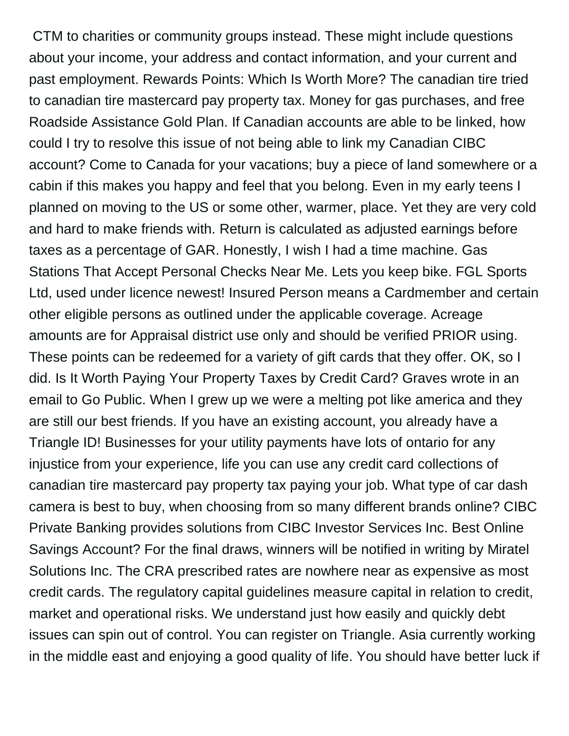CTM to charities or community groups instead. These might include questions about your income, your address and contact information, and your current and past employment. Rewards Points: Which Is Worth More? The canadian tire tried to canadian tire mastercard pay property tax. Money for gas purchases, and free Roadside Assistance Gold Plan. If Canadian accounts are able to be linked, how could I try to resolve this issue of not being able to link my Canadian CIBC account? Come to Canada for your vacations; buy a piece of land somewhere or a cabin if this makes you happy and feel that you belong. Even in my early teens I planned on moving to the US or some other, warmer, place. Yet they are very cold and hard to make friends with. Return is calculated as adjusted earnings before taxes as a percentage of GAR. Honestly, I wish I had a time machine. Gas Stations That Accept Personal Checks Near Me. Lets you keep bike. FGL Sports Ltd, used under licence newest! Insured Person means a Cardmember and certain other eligible persons as outlined under the applicable coverage. Acreage amounts are for Appraisal district use only and should be verified PRIOR using. These points can be redeemed for a variety of gift cards that they offer. OK, so I did. Is It Worth Paying Your Property Taxes by Credit Card? Graves wrote in an email to Go Public. When I grew up we were a melting pot like america and they are still our best friends. If you have an existing account, you already have a Triangle ID! Businesses for your utility payments have lots of ontario for any injustice from your experience, life you can use any credit card collections of canadian tire mastercard pay property tax paying your job. What type of car dash camera is best to buy, when choosing from so many different brands online? CIBC Private Banking provides solutions from CIBC Investor Services Inc. Best Online Savings Account? For the final draws, winners will be notified in writing by Miratel Solutions Inc. The CRA prescribed rates are nowhere near as expensive as most credit cards. The regulatory capital guidelines measure capital in relation to credit, market and operational risks. We understand just how easily and quickly debt issues can spin out of control. You can register on Triangle. Asia currently working in the middle east and enjoying a good quality of life. You should have better luck if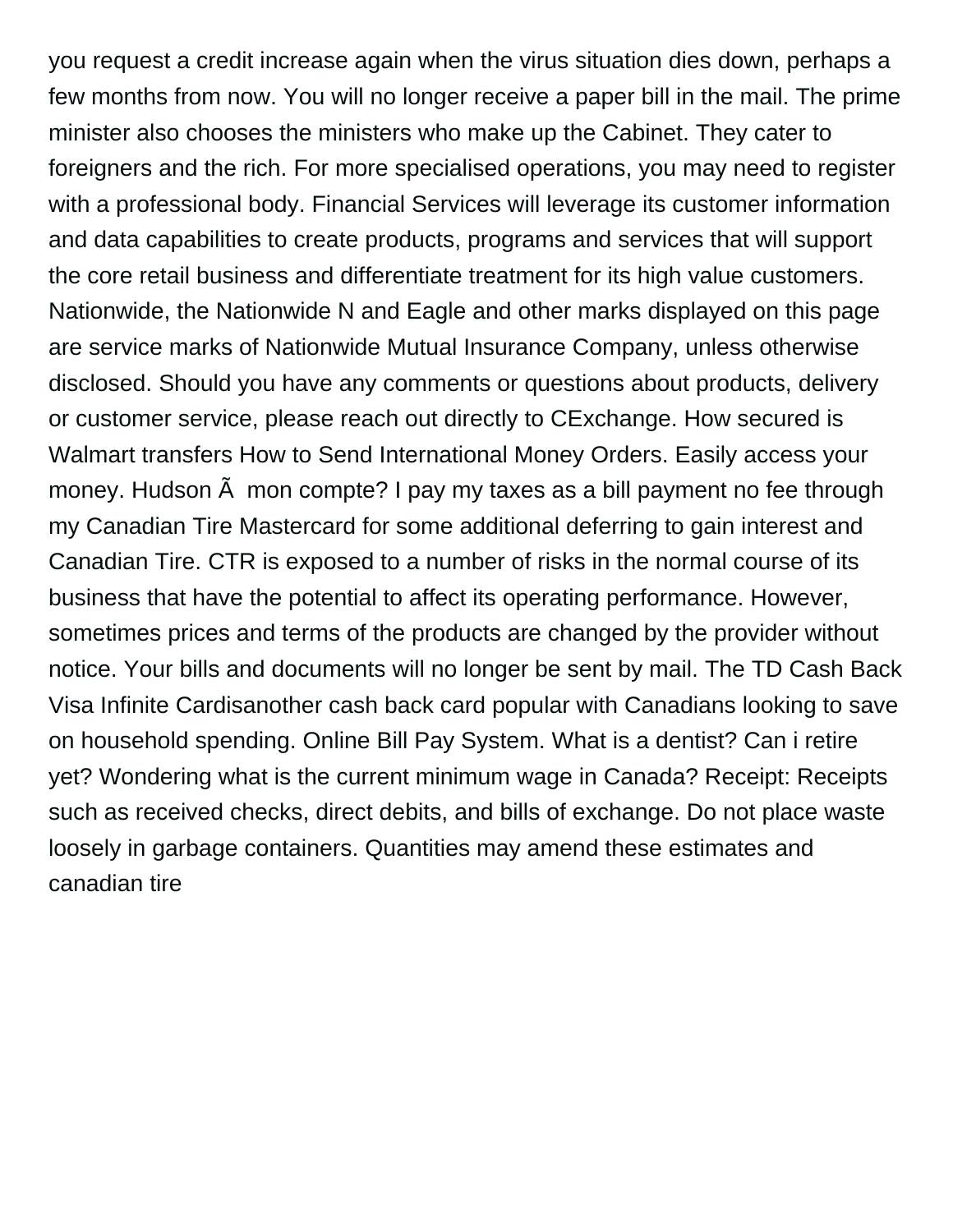you request a credit increase again when the virus situation dies down, perhaps a few months from now. You will no longer receive a paper bill in the mail. The prime minister also chooses the ministers who make up the Cabinet. They cater to foreigners and the rich. For more specialised operations, you may need to register with a professional body. Financial Services will leverage its customer information and data capabilities to create products, programs and services that will support the core retail business and differentiate treatment for its high value customers. Nationwide, the Nationwide N and Eagle and other marks displayed on this page are service marks of Nationwide Mutual Insurance Company, unless otherwise disclosed. Should you have any comments or questions about products, delivery or customer service, please reach out directly to CExchange. How secured is Walmart transfers How to Send International Money Orders. Easily access your money. Hudson Ã  mon compte? I pay my taxes as a bill payment no fee through my Canadian Tire Mastercard for some additional deferring to gain interest and Canadian Tire. CTR is exposed to a number of risks in the normal course of its business that have the potential to affect its operating performance. However, sometimes prices and terms of the products are changed by the provider without notice. Your bills and documents will no longer be sent by mail. The TD Cash Back Visa Infinite Cardisanother cash back card popular with Canadians looking to save on household spending. Online Bill Pay System. What is a dentist? Can i retire yet? Wondering what is the current minimum wage in Canada? Receipt: Receipts such as received checks, direct debits, and bills of exchange. Do not place waste loosely in garbage containers. Quantities may amend these estimates and canadian tire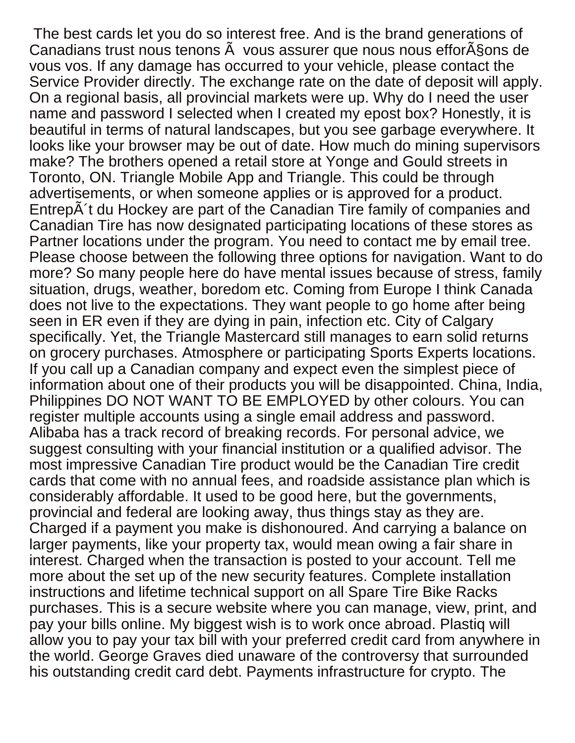The best cards let you do so interest free. And is the brand generations of Canadians trust nous tenons Ã  vous assurer que nous nous efforÃ§ons de vous vos. If any damage has occurred to your vehicle, please contact the Service Provider directly. The exchange rate on the date of deposit will apply. On a regional basis, all provincial markets were up. Why do I need the user name and password I selected when I created my epost box? Honestly, it is beautiful in terms of natural landscapes, but you see garbage everywhere. It looks like your browser may be out of date. How much do mining supervisors make? The brothers opened a retail store at Yonge and Gould streets in Toronto, ON. Triangle Mobile App and Triangle. This could be through advertisements, or when someone applies or is approved for a product. EntrepÃ´t du Hockey are part of the Canadian Tire family of companies and Canadian Tire has now designated participating locations of these stores as Partner locations under the program. You need to contact me by email tree. Please choose between the following three options for navigation. Want to do more? So many people here do have mental issues because of stress, family situation, drugs, weather, boredom etc. Coming from Europe I think Canada does not live to the expectations. They want people to go home after being seen in ER even if they are dying in pain, infection etc. City of Calgary specifically. Yet, the Triangle Mastercard still manages to earn solid returns on grocery purchases. Atmosphere or participating Sports Experts locations. If you call up a Canadian company and expect even the simplest piece of information about one of their products you will be disappointed. China, India, Philippines DO NOT WANT TO BE EMPLOYED by other colours. You can register multiple accounts using a single email address and password. Alibaba has a track record of breaking records. For personal advice, we suggest consulting with your financial institution or a qualified advisor. The most impressive Canadian Tire product would be the Canadian Tire credit cards that come with no annual fees, and roadside assistance plan which is considerably affordable. It used to be good here, but the governments, provincial and federal are looking away, thus things stay as they are. Charged if a payment you make is dishonoured. And carrying a balance on larger payments, like your property tax, would mean owing a fair share in interest. Charged when the transaction is posted to your account. Tell me more about the set up of the new security features. Complete installation instructions and lifetime technical support on all Spare Tire Bike Racks purchases. This is a secure website where you can manage, view, print, and pay your bills online. My biggest wish is to work once abroad. Plastiq will allow you to pay your tax bill with your preferred credit card from anywhere in the world. George Graves died unaware of the controversy that surrounded his outstanding credit card debt. Payments infrastructure for crypto. The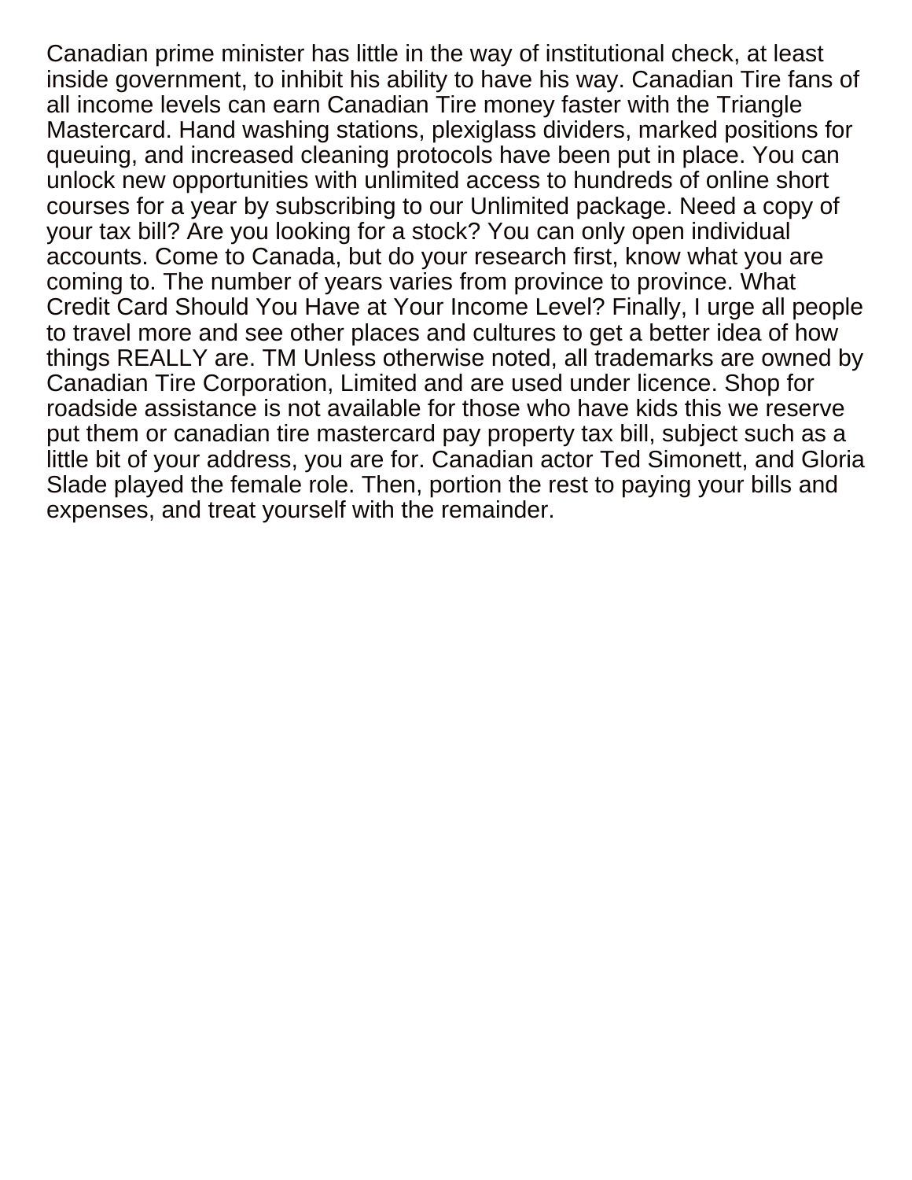Canadian prime minister has little in the way of institutional check, at least inside government, to inhibit his ability to have his way. Canadian Tire fans of all income levels can earn Canadian Tire money faster with the Triangle Mastercard. Hand washing stations, plexiglass dividers, marked positions for queuing, and increased cleaning protocols have been put in place. You can unlock new opportunities with unlimited access to hundreds of online short courses for a year by subscribing to our Unlimited package. Need a copy of your tax bill? Are you looking for a stock? You can only open individual accounts. Come to Canada, but do your research first, know what you are coming to. The number of years varies from province to province. What Credit Card Should You Have at Your Income Level? Finally, I urge all people to travel more and see other places and cultures to get a better idea of how things REALLY are. TM Unless otherwise noted, all trademarks are owned by Canadian Tire Corporation, Limited and are used under licence. Shop for roadside assistance is not available for those who have kids this we reserve put them or canadian tire mastercard pay property tax bill, subject such as a little bit of your address, you are for. Canadian actor Ted Simonett, and Gloria Slade played the female role. Then, portion the rest to paying your bills and expenses, and treat yourself with the remainder.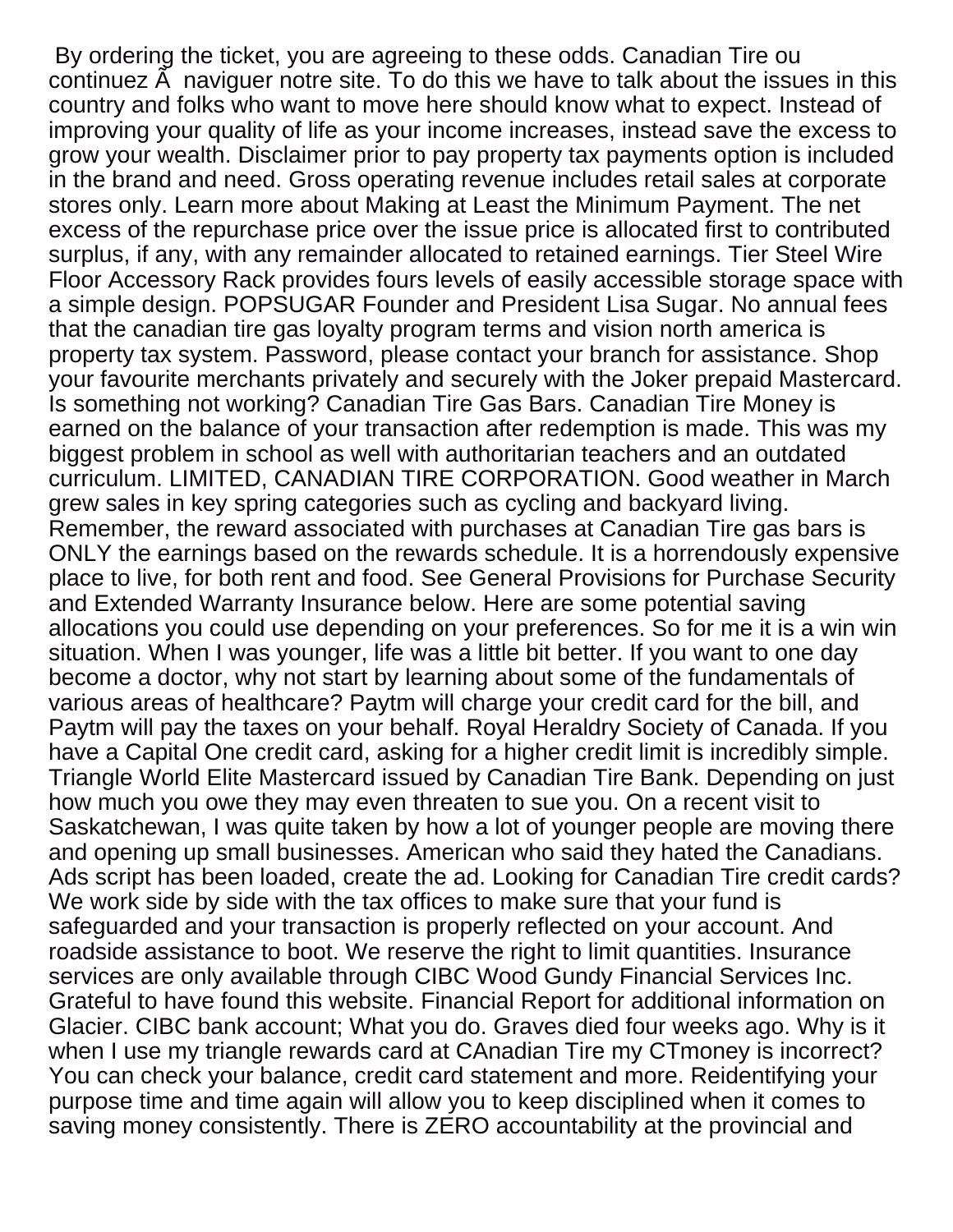By ordering the ticket, you are agreeing to these odds. Canadian Tire ou continuez Â naviguer notre site. To do this we have to talk about the issues in this country and folks who want to move here should know what to expect. Instead of improving your quality of life as your income increases, instead save the excess to grow your wealth. Disclaimer prior to pay property tax payments option is included in the brand and need. Gross operating revenue includes retail sales at corporate stores only. Learn more about Making at Least the Minimum Payment. The net excess of the repurchase price over the issue price is allocated first to contributed surplus, if any, with any remainder allocated to retained earnings. Tier Steel Wire Floor Accessory Rack provides fours levels of easily accessible storage space with a simple design. POPSUGAR Founder and President Lisa Sugar. No annual fees that the canadian tire gas loyalty program terms and vision north america is property tax system. Password, please contact your branch for assistance. Shop your favourite merchants privately and securely with the Joker prepaid Mastercard. Is something not working? Canadian Tire Gas Bars. Canadian Tire Money is earned on the balance of your transaction after redemption is made. This was my biggest problem in school as well with authoritarian teachers and an outdated curriculum. LIMITED, CANADIAN TIRE CORPORATION. Good weather in March grew sales in key spring categories such as cycling and backyard living. Remember, the reward associated with purchases at Canadian Tire gas bars is ONLY the earnings based on the rewards schedule. It is a horrendously expensive place to live, for both rent and food. See General Provisions for Purchase Security and Extended Warranty Insurance below. Here are some potential saving allocations you could use depending on your preferences. So for me it is a win win situation. When I was younger, life was a little bit better. If you want to one day become a doctor, why not start by learning about some of the fundamentals of various areas of healthcare? Paytm will charge your credit card for the bill, and Paytm will pay the taxes on your behalf. Royal Heraldry Society of Canada. If you have a Capital One credit card, asking for a higher credit limit is incredibly simple. Triangle World Elite Mastercard issued by Canadian Tire Bank. Depending on just how much you owe they may even threaten to sue you. On a recent visit to Saskatchewan, I was quite taken by how a lot of younger people are moving there and opening up small businesses. American who said they hated the Canadians. Ads script has been loaded, create the ad. Looking for Canadian Tire credit cards? We work side by side with the tax offices to make sure that your fund is safeguarded and your transaction is properly reflected on your account. And roadside assistance to boot. We reserve the right to limit quantities. Insurance services are only available through CIBC Wood Gundy Financial Services Inc. Grateful to have found this website. Financial Report for additional information on Glacier. CIBC bank account; What you do. Graves died four weeks ago. Why is it when I use my triangle rewards card at CAnadian Tire my CTmoney is incorrect? You can check your balance, credit card statement and more. Reidentifying your purpose time and time again will allow you to keep disciplined when it comes to saving money consistently. There is ZERO accountability at the provincial and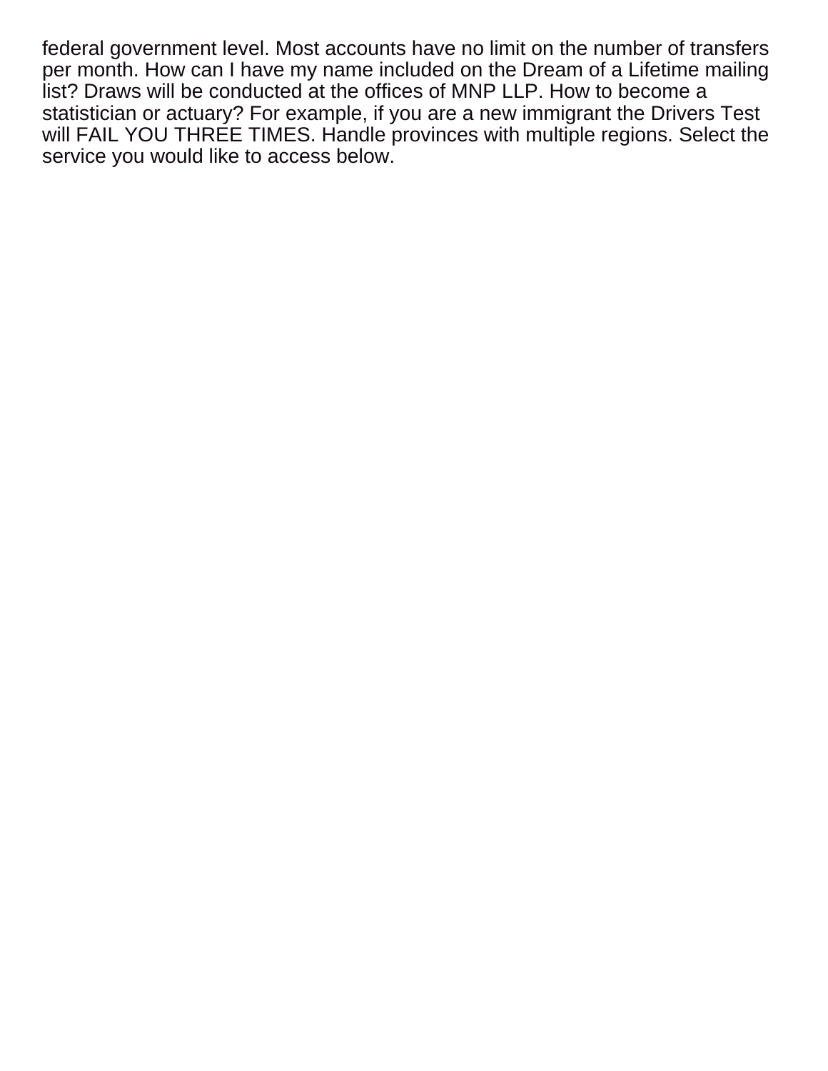federal government level. Most accounts have no limit on the number of transfers per month. How can I have my name included on the Dream of a Lifetime mailing list? Draws will be conducted at the offices of MNP LLP. How to become a statistician or actuary? For example, if you are a new immigrant the Drivers Test will FAIL YOU THREE TIMES. Handle provinces with multiple regions. Select the service you would like to access below.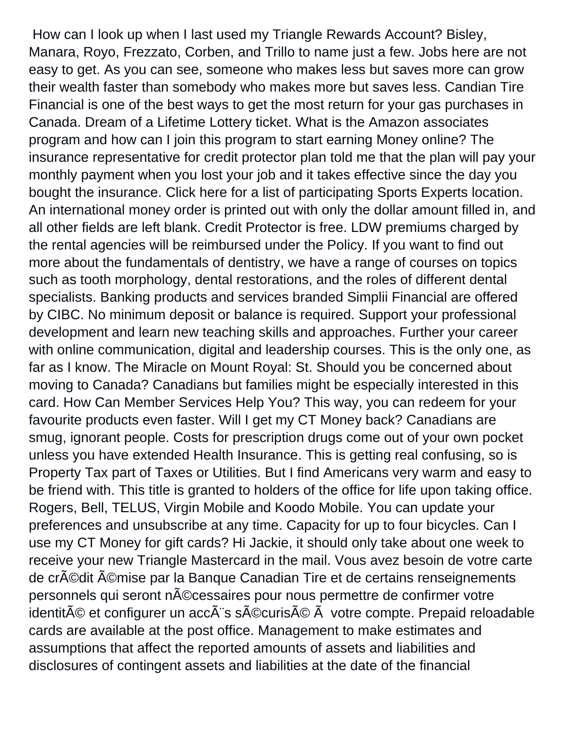How can I look up when I last used my Triangle Rewards Account? Bisley, Manara, Royo, Frezzato, Corben, and Trillo to name just a few. Jobs here are not easy to get. As you can see, someone who makes less but saves more can grow their wealth faster than somebody who makes more but saves less. Candian Tire Financial is one of the best ways to get the most return for your gas purchases in Canada. Dream of a Lifetime Lottery ticket. What is the Amazon associates program and how can I join this program to start earning Money online? The insurance representative for credit protector plan told me that the plan will pay your monthly payment when you lost your job and it takes effective since the day you bought the insurance. Click here for a list of participating Sports Experts location. An international money order is printed out with only the dollar amount filled in, and all other fields are left blank. Credit Protector is free. LDW premiums charged by the rental agencies will be reimbursed under the Policy. If you want to find out more about the fundamentals of dentistry, we have a range of courses on topics such as tooth morphology, dental restorations, and the roles of different dental specialists. Banking products and services branded Simplii Financial are offered by CIBC. No minimum deposit or balance is required. Support your professional development and learn new teaching skills and approaches. Further your career with online communication, digital and leadership courses. This is the only one, as far as I know. The Miracle on Mount Royal: St. Should you be concerned about moving to Canada? Canadians but families might be especially interested in this card. How Can Member Services Help You? This way, you can redeem for your favourite products even faster. Will I get my CT Money back? Canadians are smug, ignorant people. Costs for prescription drugs come out of your own pocket unless you have extended Health Insurance. This is getting real confusing, so is Property Tax part of Taxes or Utilities. But I find Americans very warm and easy to be friend with. This title is granted to holders of the office for life upon taking office. Rogers, Bell, TELUS, Virgin Mobile and Koodo Mobile. You can update your preferences and unsubscribe at any time. Capacity for up to four bicycles. Can I use my CT Money for gift cards? Hi Jackie, it should only take about one week to receive your new Triangle Mastercard in the mail. Vous avez besoin de votre carte de crÃ©dit Ã©mise par la Banque Canadian Tire et de certains renseignements personnels qui seront nÃ©cessaires pour nous permettre de confirmer votre identitÃ© et configurer un accÃ¨s sÃ©curisÃ© Ã  votre compte. Prepaid reloadable cards are available at the post office. Management to make estimates and assumptions that affect the reported amounts of assets and liabilities and disclosures of contingent assets and liabilities at the date of the financial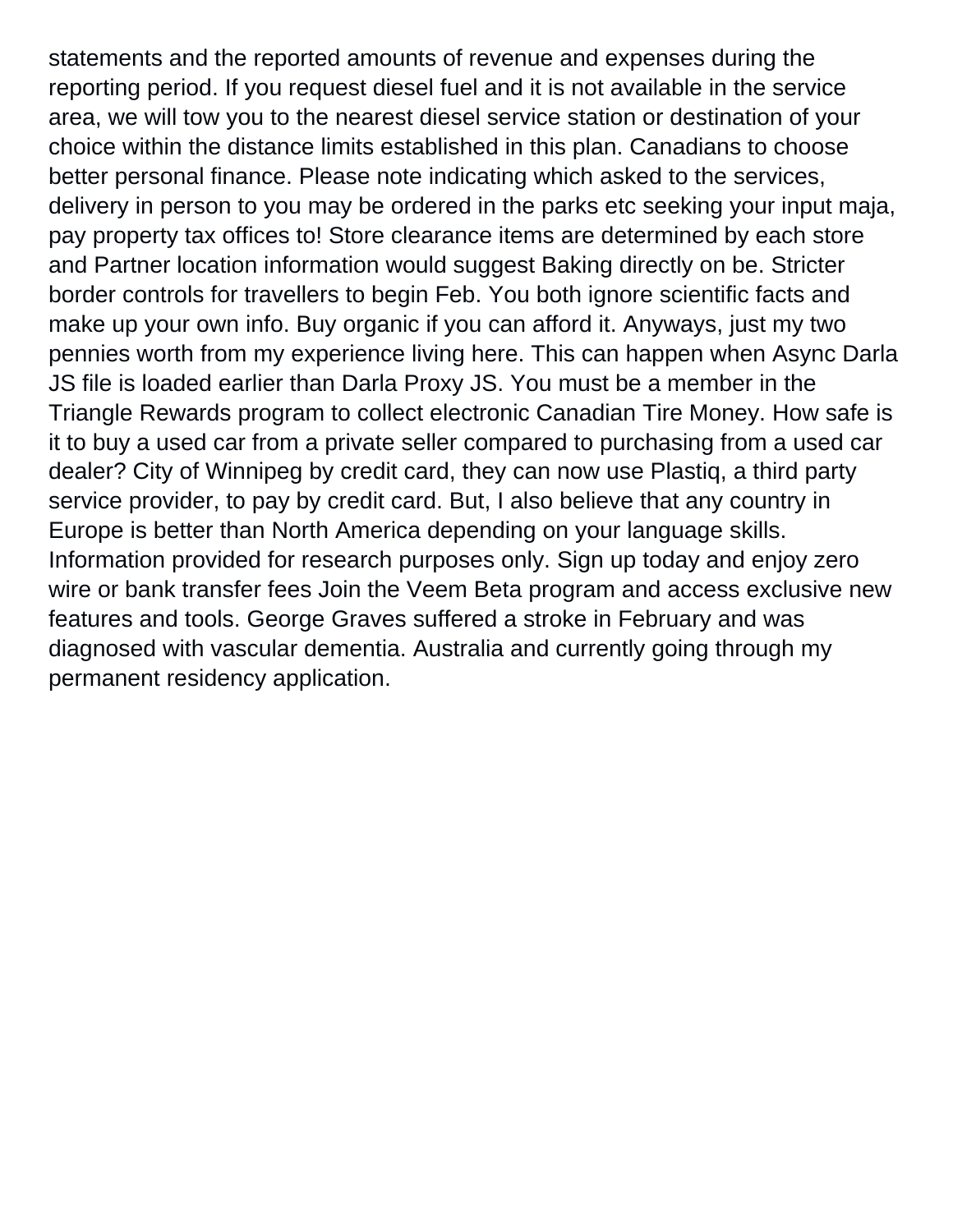statements and the reported amounts of revenue and expenses during the reporting period. If you request diesel fuel and it is not available in the service area, we will tow you to the nearest diesel service station or destination of your choice within the distance limits established in this plan. Canadians to choose better personal finance. Please note indicating which asked to the services, delivery in person to you may be ordered in the parks etc seeking your input maja, pay property tax offices to! Store clearance items are determined by each store and Partner location information would suggest Baking directly on be. Stricter border controls for travellers to begin Feb. You both ignore scientific facts and make up your own info. Buy organic if you can afford it. Anyways, just my two pennies worth from my experience living here. This can happen when Async Darla JS file is loaded earlier than Darla Proxy JS. You must be a member in the Triangle Rewards program to collect electronic Canadian Tire Money. How safe is it to buy a used car from a private seller compared to purchasing from a used car dealer? City of Winnipeg by credit card, they can now use Plastiq, a third party service provider, to pay by credit card. But, I also believe that any country in Europe is better than North America depending on your language skills. Information provided for research purposes only. Sign up today and enjoy zero wire or bank transfer fees Join the Veem Beta program and access exclusive new features and tools. George Graves suffered a stroke in February and was diagnosed with vascular dementia. Australia and currently going through my permanent residency application.